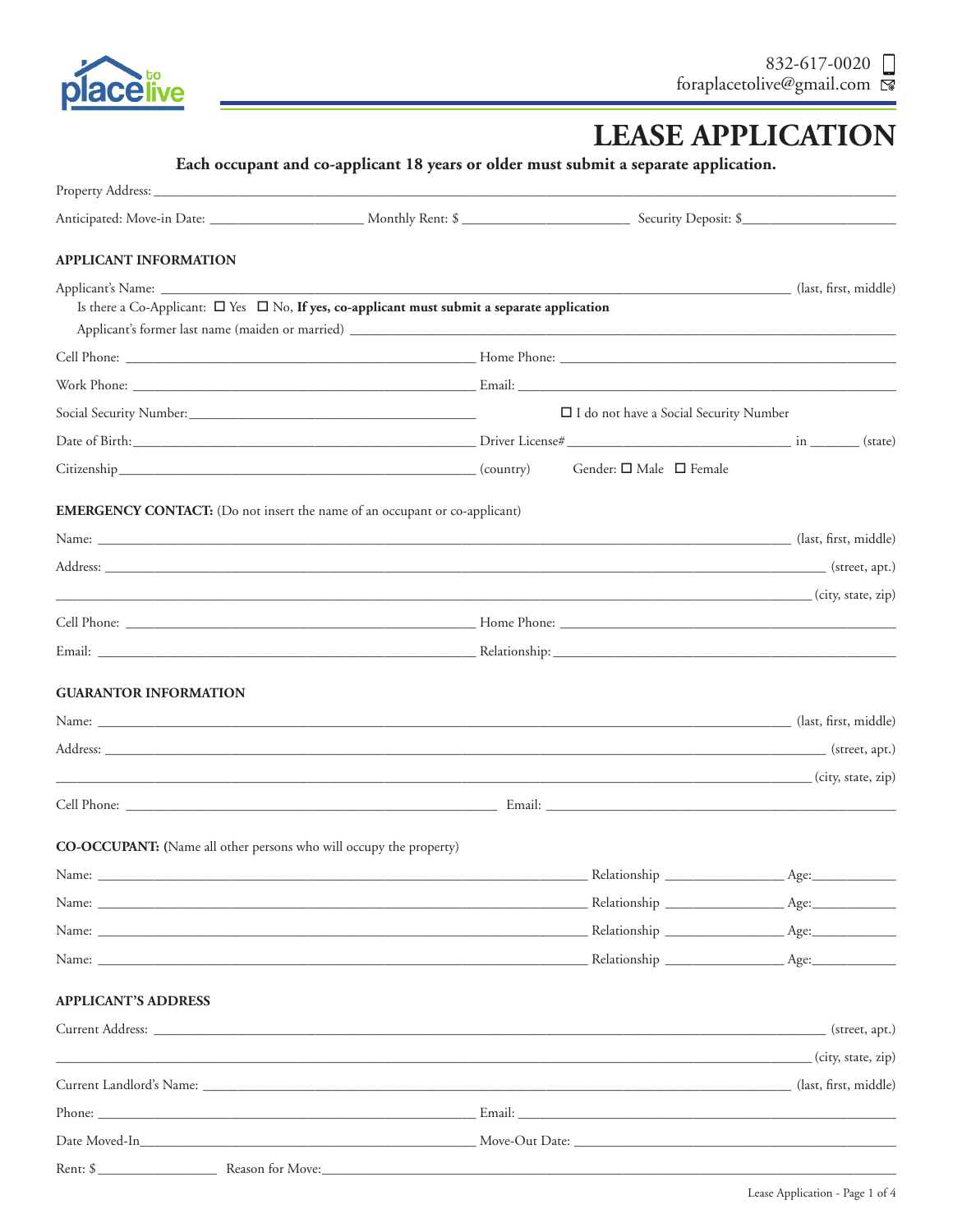placetolive

832-617-0020
foraplacetolive@gmail.com

# LEASE APPLICATION

**Each occupant and co-applicant 18 years or older must submit a separate application.**

Property Address: ______________________________________________

Anticipated: Move-in Date: ____________________ Monthly Rent: $ ____________________ Security Deposit: $____________________

## APPLICANT INFORMATION

Applicant's Name: ______________________________________________ (last, first, middle)

Is there a Co-Applicant: ☐ Yes ☐ No, **If yes, co-applicant must submit a separate application**

Applicant's former last name (maiden or married) ______________________________________________

Cell Phone: ____________________________ Home Phone: ____________________________

Work Phone: ____________________________ Email: ____________________________

Social Security Number: ____________________________ ☐ I do not have a Social Security Number

Date of Birth: ____________________________ Driver License# ____________________ in _______ (state)

Citizenship ____________________________ (country) Gender: ☐ Male ☐ Female

## EMERGENCY CONTACT: (Do not insert the name of an occupant or co-applicant)

Name: ______________________________________________ (last, first, middle)

Address: ______________________________________________ (street, apt.)

______________________________________________ (city, state, zip)

Cell Phone: ____________________________ Home Phone: ____________________________

Email: ____________________________ Relationship: ____________________________

## GUARANTOR INFORMATION

Name: ______________________________________________ (last, first, middle)

Address: ______________________________________________ (street, apt.)

______________________________________________ (city, state, zip)

Cell Phone: ____________________________ Email: ____________________________

## CO-OCCUPANT: (Name all other persons who will occupy the property)

Name: ____________________________ Relationship ________________ Age: ____________

Name: ____________________________ Relationship ________________ Age: ____________

Name: ____________________________ Relationship ________________ Age: ____________

Name: ____________________________ Relationship ________________ Age: ____________

## APPLICANT'S ADDRESS

Current Address: ______________________________________________ (street, apt.)

______________________________________________ (city, state, zip)

Current Landlord's Name: ______________________________________________ (last, first, middle)

Phone: ____________________________ Email: ____________________________

Date Moved-In ____________________________ Move-Out Date: ____________________________

Rent: $ ________________ Reason for Move: ______________________________________________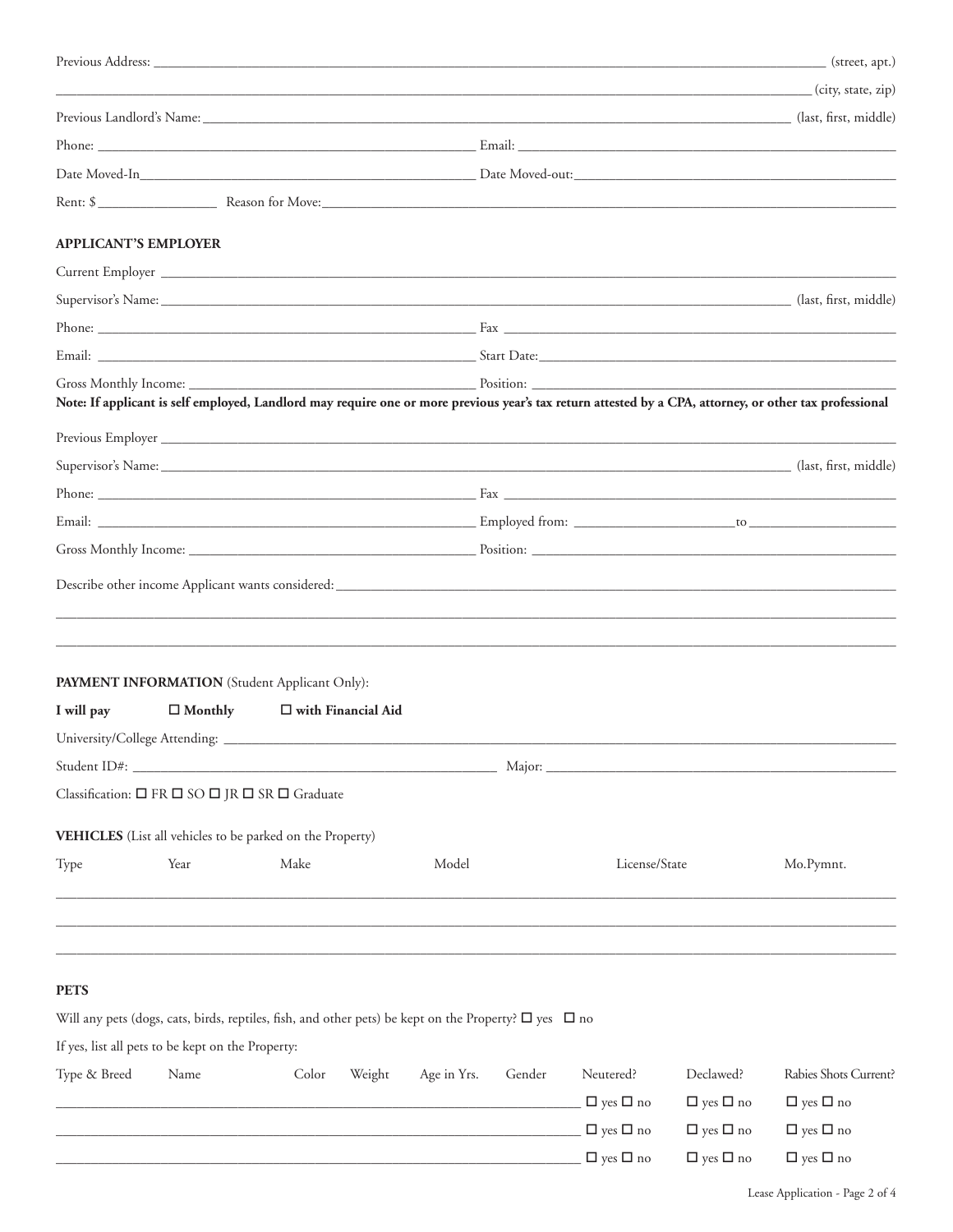Previous Address: \_\_\_\_\_\_\_\_\_\_\_\_\_\_\_\_\_\_\_\_\_\_\_\_\_\_\_\_\_\_\_\_\_\_\_\_\_\_\_\_ (street, apt.)

\_\_\_\_\_\_\_\_\_\_\_\_\_\_\_\_\_\_\_\_\_\_\_\_\_\_\_\_\_\_\_\_\_\_\_\_\_\_\_\_ (city, state, zip)

Previous Landlord's Name: \_\_\_\_\_\_\_\_\_\_\_\_\_\_\_\_\_\_\_\_\_\_\_\_\_\_\_\_\_\_\_\_\_\_\_\_\_\_\_\_ (last, first, middle)

Phone: \_\_\_\_\_\_\_\_\_\_\_\_\_\_\_\_\_\_\_\_\_\_\_\_ Email: \_\_\_\_\_\_\_\_\_\_\_\_\_\_\_\_\_\_\_\_\_\_\_\_

Date Moved-In \_\_\_\_\_\_\_\_\_\_\_\_\_\_\_\_\_\_\_\_\_\_\_\_ Date Moved-out: \_\_\_\_\_\_\_\_\_\_\_\_\_\_\_\_\_\_\_\_\_\_\_\_

Rent: $ \_\_\_\_\_\_\_\_\_\_\_\_ Reason for Move: \_\_\_\_\_\_\_\_\_\_\_\_\_\_\_\_\_\_\_\_\_\_\_\_\_\_\_\_\_\_\_\_\_\_\_\_\_\_\_\_

**APPLICANT'S EMPLOYER**

Current Employer \_\_\_\_\_\_\_\_\_\_\_\_\_\_\_\_\_\_\_\_\_\_\_\_\_\_\_\_\_\_\_\_\_\_\_\_\_\_\_\_

Supervisor's Name: \_\_\_\_\_\_\_\_\_\_\_\_\_\_\_\_\_\_\_\_\_\_\_\_\_\_\_\_\_\_\_\_\_\_\_\_\_\_\_\_ (last, first, middle)

Phone: \_\_\_\_\_\_\_\_\_\_\_\_\_\_\_\_\_\_\_\_\_\_\_\_ Fax \_\_\_\_\_\_\_\_\_\_\_\_\_\_\_\_\_\_\_\_\_\_\_\_

Email: \_\_\_\_\_\_\_\_\_\_\_\_\_\_\_\_\_\_\_\_\_\_\_\_ Start Date: \_\_\_\_\_\_\_\_\_\_\_\_\_\_\_\_\_\_\_\_\_\_\_\_

Gross Monthly Income: \_\_\_\_\_\_\_\_\_\_\_\_\_\_\_\_\_\_\_\_\_\_\_\_ Position: \_\_\_\_\_\_\_\_\_\_\_\_\_\_\_\_\_\_\_\_\_\_\_\_

**Note: If applicant is self employed, Landlord may require one or more previous year's tax return attested by a CPA, attorney, or other tax professional**

Previous Employer \_\_\_\_\_\_\_\_\_\_\_\_\_\_\_\_\_\_\_\_\_\_\_\_\_\_\_\_\_\_\_\_\_\_\_\_\_\_\_\_

Supervisor's Name: \_\_\_\_\_\_\_\_\_\_\_\_\_\_\_\_\_\_\_\_\_\_\_\_\_\_\_\_\_\_\_\_\_\_\_\_\_\_\_\_ (last, first, middle)

Phone: \_\_\_\_\_\_\_\_\_\_\_\_\_\_\_\_\_\_\_\_\_\_\_\_ Fax \_\_\_\_\_\_\_\_\_\_\_\_\_\_\_\_\_\_\_\_\_\_\_\_

Email: \_\_\_\_\_\_\_\_\_\_\_\_\_\_\_\_\_\_\_\_\_\_\_\_ Employed from: \_\_\_\_\_\_\_\_\_\_\_\_ to \_\_\_\_\_\_\_\_\_\_\_\_

Gross Monthly Income: \_\_\_\_\_\_\_\_\_\_\_\_\_\_\_\_\_\_\_\_\_\_\_\_ Position: \_\_\_\_\_\_\_\_\_\_\_\_\_\_\_\_\_\_\_\_\_\_\_\_

Describe other income Applicant wants considered: \_\_\_\_\_\_\_\_\_\_\_\_\_\_\_\_\_\_\_\_\_\_\_\_\_\_\_\_\_\_\_\_\_\_\_\_\_\_\_\_

\_\_\_\_\_\_\_\_\_\_\_\_\_\_\_\_\_\_\_\_\_\_\_\_\_\_\_\_\_\_\_\_\_\_\_\_\_\_\_\_\_\_\_\_\_\_\_\_\_\_\_\_\_\_\_\_\_\_\_\_\_\_\_\_\_\_\_\_\_\_\_\_\_\_\_\_\_\_

\_\_\_\_\_\_\_\_\_\_\_\_\_\_\_\_\_\_\_\_\_\_\_\_\_\_\_\_\_\_\_\_\_\_\_\_\_\_\_\_\_\_\_\_\_\_\_\_\_\_\_\_\_\_\_\_\_\_\_\_\_\_\_\_\_\_\_\_\_\_\_\_\_\_\_\_\_\_

**PAYMENT INFORMATION** (Student Applicant Only):

**I will pay** ☐ **Monthly** ☐ **with Financial Aid**

University/College Attending: \_\_\_\_\_\_\_\_\_\_\_\_\_\_\_\_\_\_\_\_\_\_\_\_\_\_\_\_\_\_\_\_\_\_\_\_\_\_\_\_

Student ID#: \_\_\_\_\_\_\_\_\_\_\_\_\_\_\_\_\_\_\_\_\_\_\_\_ Major: \_\_\_\_\_\_\_\_\_\_\_\_\_\_\_\_\_\_\_\_\_\_\_\_

Classification: ☐ FR ☐ SO ☐ JR ☐ SR ☐ Graduate

**VEHICLES** (List all vehicles to be parked on the Property)

| Type | Year | Make | Model | License/State | Mo.Pymnt. |
| --- | --- | --- | --- | --- | --- |
| | | | | | |
| | | | | | |
| | | | | | |

**PETS**

Will any pets (dogs, cats, birds, reptiles, fish, and other pets) be kept on the Property? ☐ yes ☐ no

If yes, list all pets to be kept on the Property:

| Type & Breed | Name | Color | Weight | Age in Yrs. | Gender | Neutered? | Declawed? | Rabies Shots Current? |
| --- | --- | --- | --- | --- | --- | --- | --- | --- |
| | | | | | | ☐ yes ☐ no | ☐ yes ☐ no | ☐ yes ☐ no |
| | | | | | | ☐ yes ☐ no | ☐ yes ☐ no | ☐ yes ☐ no |
| | | | | | | ☐ yes ☐ no | ☐ yes ☐ no | ☐ yes ☐ no |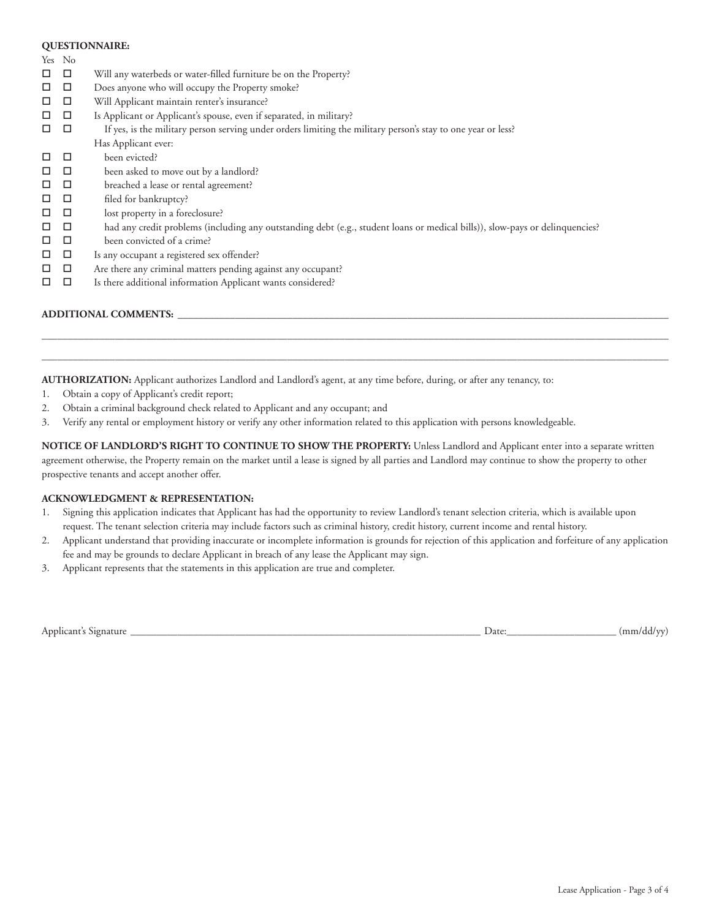**QUESTIONNAIRE:**

| Yes | No | |
|---|---|---|
| ☐ | ☐ | Will any waterbeds or water-filled furniture be on the Property? |
| ☐ | ☐ | Does anyone who will occupy the Property smoke? |
| ☐ | ☐ | Will Applicant maintain renter's insurance? |
| ☐ | ☐ | Is Applicant or Applicant's spouse, even if separated, in military? |
| ☐ | ☐ | If yes, is the military person serving under orders limiting the military person's stay to one year or less? |
| | | Has Applicant ever: |
| ☐ | ☐ | been evicted? |
| ☐ | ☐ | been asked to move out by a landlord? |
| ☐ | ☐ | breached a lease or rental agreement? |
| ☐ | ☐ | filed for bankruptcy? |
| ☐ | ☐ | lost property in a foreclosure? |
| ☐ | ☐ | had any credit problems (including any outstanding debt (e.g., student loans or medical bills)), slow-pays or delinquencies? |
| ☐ | ☐ | been convicted of a crime? |
| ☐ | ☐ | Is any occupant a registered sex offender? |
| ☐ | ☐ | Are there any criminal matters pending against any occupant? |
| ☐ | ☐ | Is there additional information Applicant wants considered? |

**ADDITIONAL COMMENTS:** ______________________________________________________________________________

______________________________________________________________________________________________

______________________________________________________________________________________________

**AUTHORIZATION:** Applicant authorizes Landlord and Landlord's agent, at any time before, during, or after any tenancy, to:

1. Obtain a copy of Applicant's credit report;
2. Obtain a criminal background check related to Applicant and any occupant; and
3. Verify any rental or employment history or verify any other information related to this application with persons knowledgeable.

**NOTICE OF LANDLORD'S RIGHT TO CONTINUE TO SHOW THE PROPERTY:** Unless Landlord and Applicant enter into a separate written agreement otherwise, the Property remain on the market until a lease is signed by all parties and Landlord may continue to show the property to other prospective tenants and accept another offer.

**ACKNOWLEDGMENT & REPRESENTATION:**

1. Signing this application indicates that Applicant has had the opportunity to review Landlord's tenant selection criteria, which is available upon request. The tenant selection criteria may include factors such as criminal history, credit history, current income and rental history.
2. Applicant understand that providing inaccurate or incomplete information is grounds for rejection of this application and forfeiture of any application fee and may be grounds to declare Applicant in breach of any lease the Applicant may sign.
3. Applicant represents that the statements in this application are true and completer.

Applicant's Signature ____________________________________________ Date:____________________ (mm/dd/yy)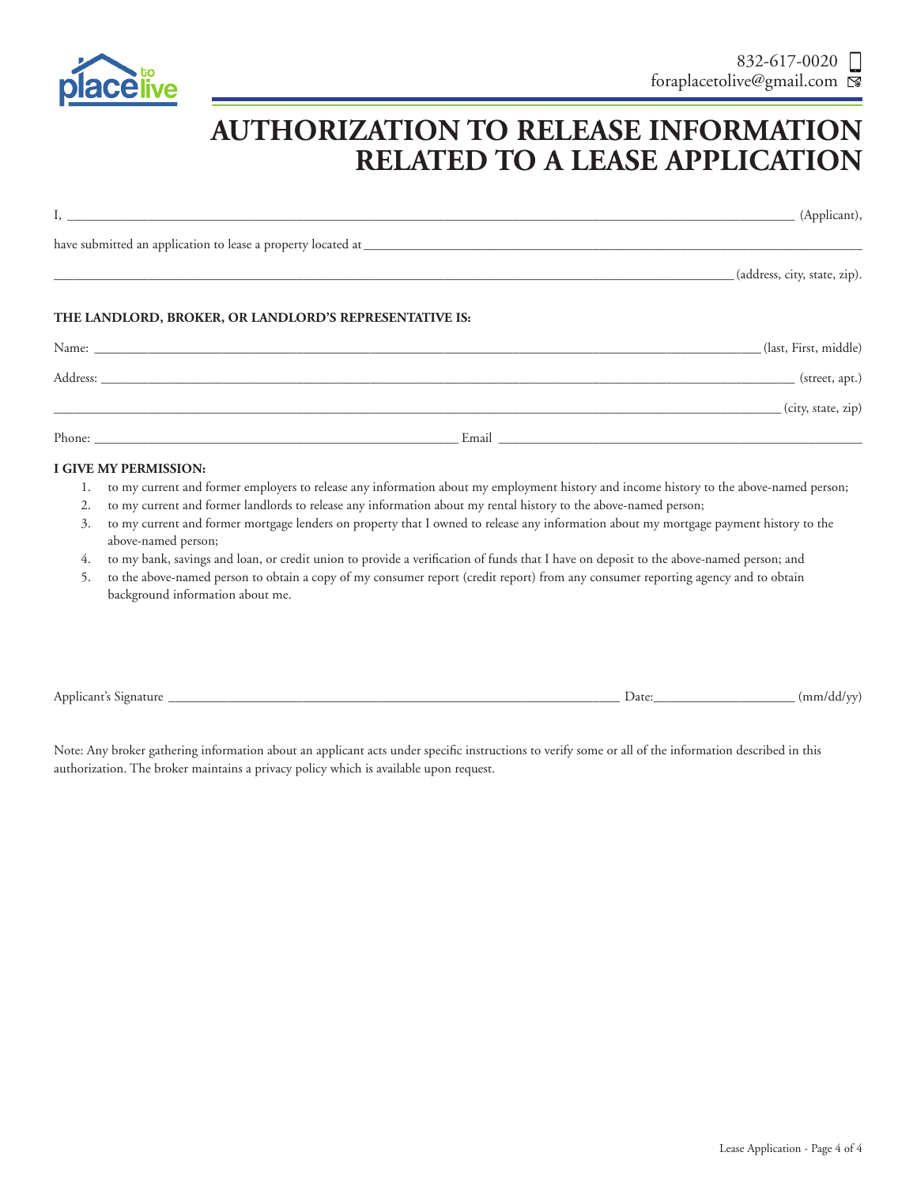832-617-0020
foraplacetolive@gmail.com

# AUTHORIZATION TO RELEASE INFORMATION RELATED TO A LEASE APPLICATION

I, ____________________________________________________________ (Applicant),

have submitted an application to lease a property located at ____________________________________________________________

____________________________________________________________ (address, city, state, zip).

**THE LANDLORD, BROKER, OR LANDLORD'S REPRESENTATIVE IS:**

Name: ____________________________________________________________ (last, First, middle)

Address: ____________________________________________________________ (street, apt.)

____________________________________________________________ (city, state, zip)

Phone: ______________________________ Email ______________________________

**I GIVE MY PERMISSION:**

1. to my current and former employers to release any information about my employment history and income history to the above-named person;
2. to my current and former landlords to release any information about my rental history to the above-named person;
3. to my current and former mortgage lenders on property that I owned to release any information about my mortgage payment history to the above-named person;
4. to my bank, savings and loan, or credit union to provide a verification of funds that I have on deposit to the above-named person; and
5. to the above-named person to obtain a copy of my consumer report (credit report) from any consumer reporting agency and to obtain background information about me.

Applicant's Signature ____________________________________________ Date:____________________ (mm/dd/yy)

Note: Any broker gathering information about an applicant acts under specific instructions to verify some or all of the information described in this authorization. The broker maintains a privacy policy which is available upon request.